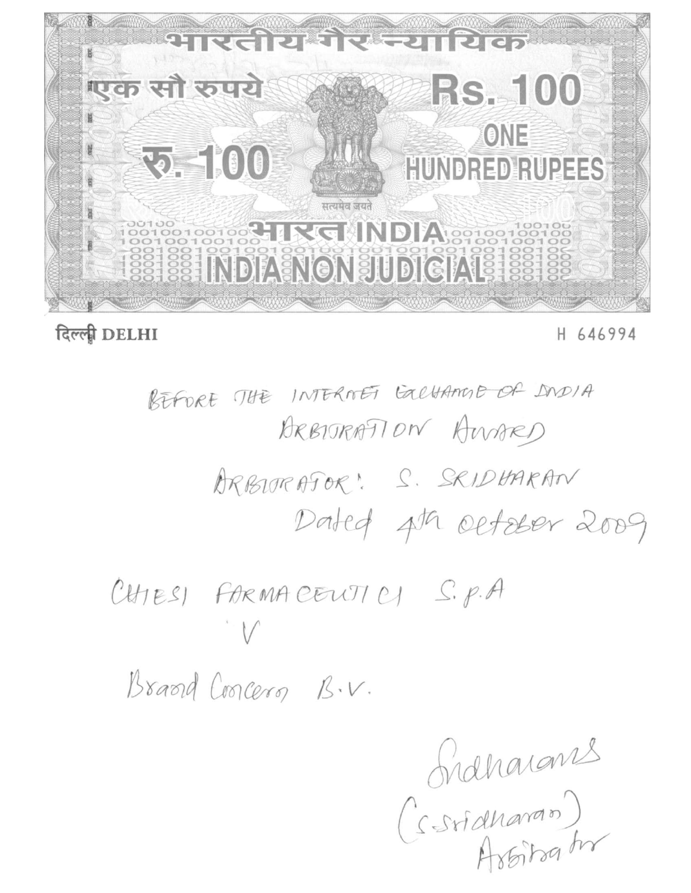भारतीय गैर न्यायिक

एक सौ रुपये

Rs. 100

रु. 100

ONE HUNDRED RUPEES

सत्यमेव जयते

भारत INDIA

INDIA NON JUDICIAL

दिल्ली DELHI

H 646994

BEFORE THE INTERNET EXCHANGE OF INDIA

ARBITRATION AWARD

ARBITRATOR: S. SRIDHARAN

Dated 4th October 2009

CHIESI FARMACEUTICI S.p.A

V

Brand Concern B.V.

Sridharan

(S.Sridharan)

Arbitrator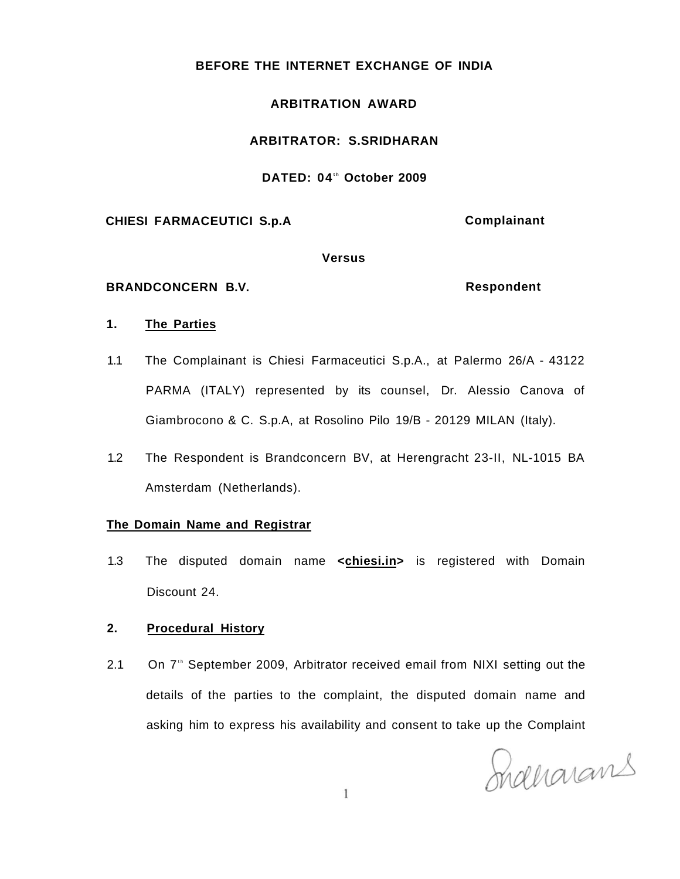**BEFORE THE INTERNET EXCHANGE OF INDIA**

**ARBITRATION AWARD**

**ARBITRATOR: S.SRIDHARAN**

**DATED: 04th October 2009**

**CHIESI FARMACEUTICI S.p.A** **Complainant**

**Versus**

**BRANDCONCERN B.V.** **Respondent**

**1. The Parties**

1.1 The Complainant is Chiesi Farmaceutici S.p.A., at Palermo 26/A - 43122 PARMA (ITALY) represented by its counsel, Dr. Alessio Canova of Giambrocono & C. S.p.A, at Rosolino Pilo 19/B - 20129 MILAN (Italy).

1.2 The Respondent is Brandconcern BV, at Herengracht 23-II, NL-1015 BA Amsterdam (Netherlands).

**The Domain Name and Registrar**

1.3 The disputed domain name **<chiesi.in>** is registered with Domain Discount 24.

**2. Procedural History**

2.1 On 7th September 2009, Arbitrator received email from NIXI setting out the details of the parties to the complaint, the disputed domain name and asking him to express his availability and consent to take up the Complaint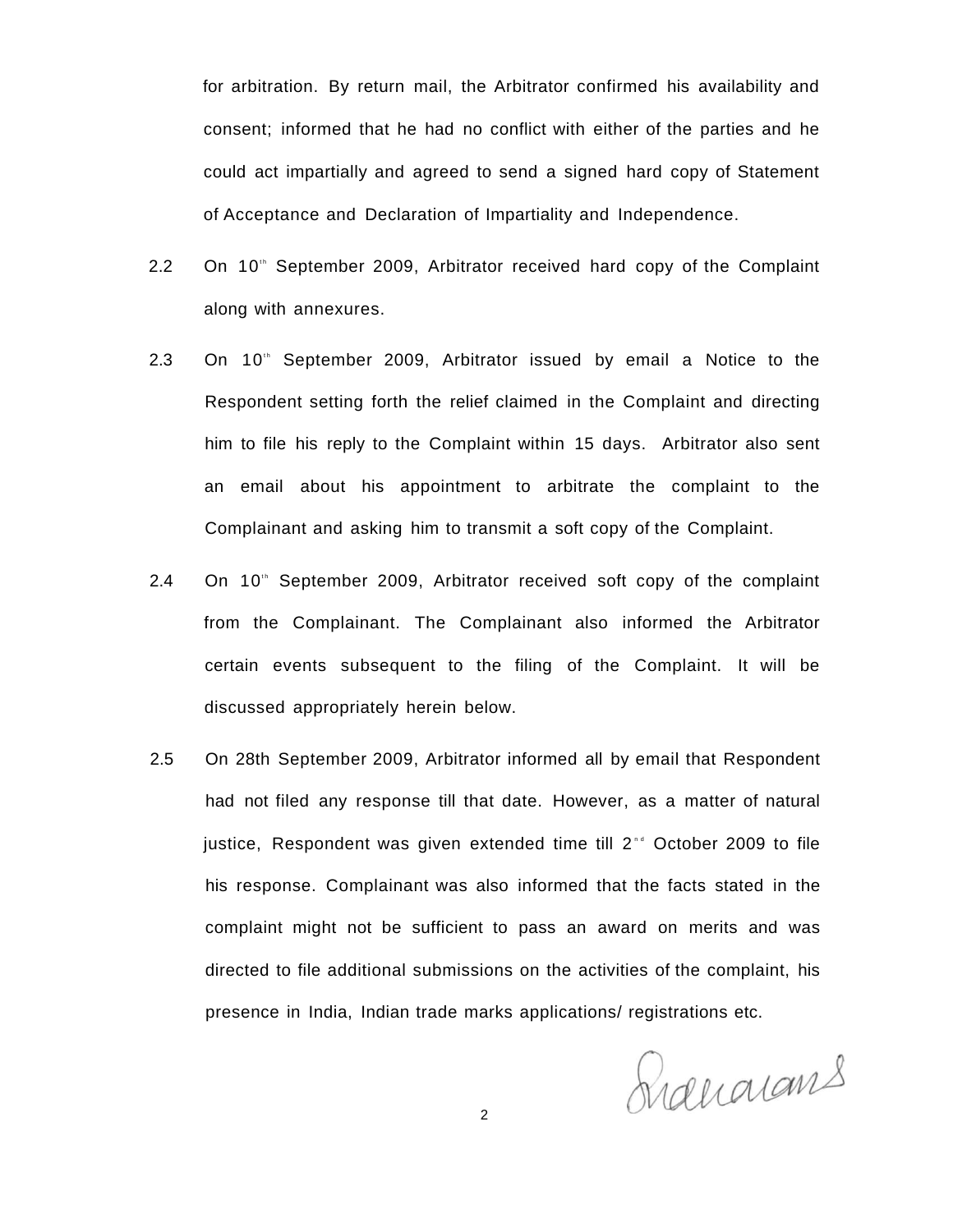for arbitration. By return mail, the Arbitrator confirmed his availability and consent; informed that he had no conflict with either of the parties and he could act impartially and agreed to send a signed hard copy of Statement of Acceptance and Declaration of Impartiality and Independence.

2.2 On 10th September 2009, Arbitrator received hard copy of the Complaint along with annexures.

2.3 On 10th September 2009, Arbitrator issued by email a Notice to the Respondent setting forth the relief claimed in the Complaint and directing him to file his reply to the Complaint within 15 days. Arbitrator also sent an email about his appointment to arbitrate the complaint to the Complainant and asking him to transmit a soft copy of the Complaint.

2.4 On 10th September 2009, Arbitrator received soft copy of the complaint from the Complainant. The Complainant also informed the Arbitrator certain events subsequent to the filing of the Complaint. It will be discussed appropriately herein below.

2.5 On 28th September 2009, Arbitrator informed all by email that Respondent had not filed any response till that date. However, as a matter of natural justice, Respondent was given extended time till 2nd October 2009 to file his response. Complainant was also informed that the facts stated in the complaint might not be sufficient to pass an award on merits and was directed to file additional submissions on the activities of the complaint, his presence in India, Indian trade marks applications/ registrations etc.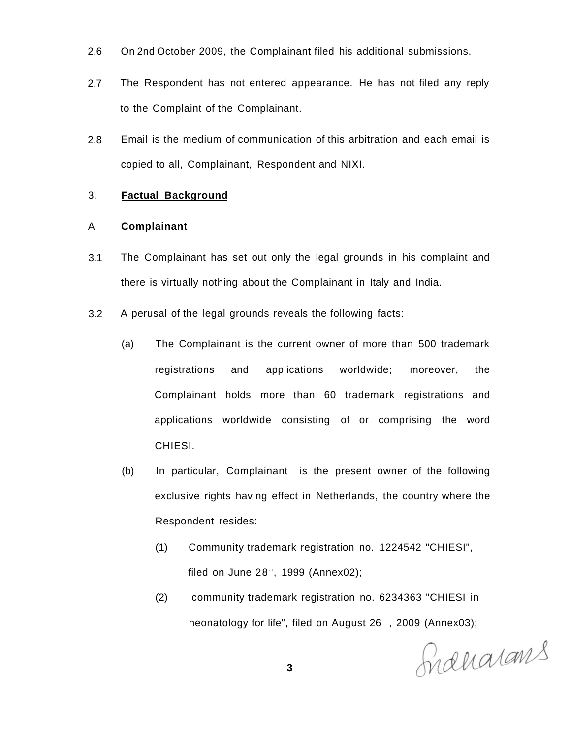2.6 On 2nd October 2009, the Complainant filed his additional submissions.

2.7 The Respondent has not entered appearance. He has not filed any reply to the Complaint of the Complainant.

2.8 Email is the medium of communication of this arbitration and each email is copied to all, Complainant, Respondent and NIXI.

3. **Factual Background**

A **Complainant**

3.1 The Complainant has set out only the legal grounds in his complaint and there is virtually nothing about the Complainant in Italy and India.

3.2 A perusal of the legal grounds reveals the following facts:

(a) The Complainant is the current owner of more than 500 trademark registrations and applications worldwide; moreover, the Complainant holds more than 60 trademark registrations and applications worldwide consisting of or comprising the word CHIESI.

(b) In particular, Complainant is the present owner of the following exclusive rights having effect in Netherlands, the country where the Respondent resides:

(1) Community trademark registration no. 1224542 "CHIESI", filed on June 28th, 1999 (Annex02);

(2) community trademark registration no. 6234363 "CHIESI in neonatology for life", filed on August 26 , 2009 (Annex03);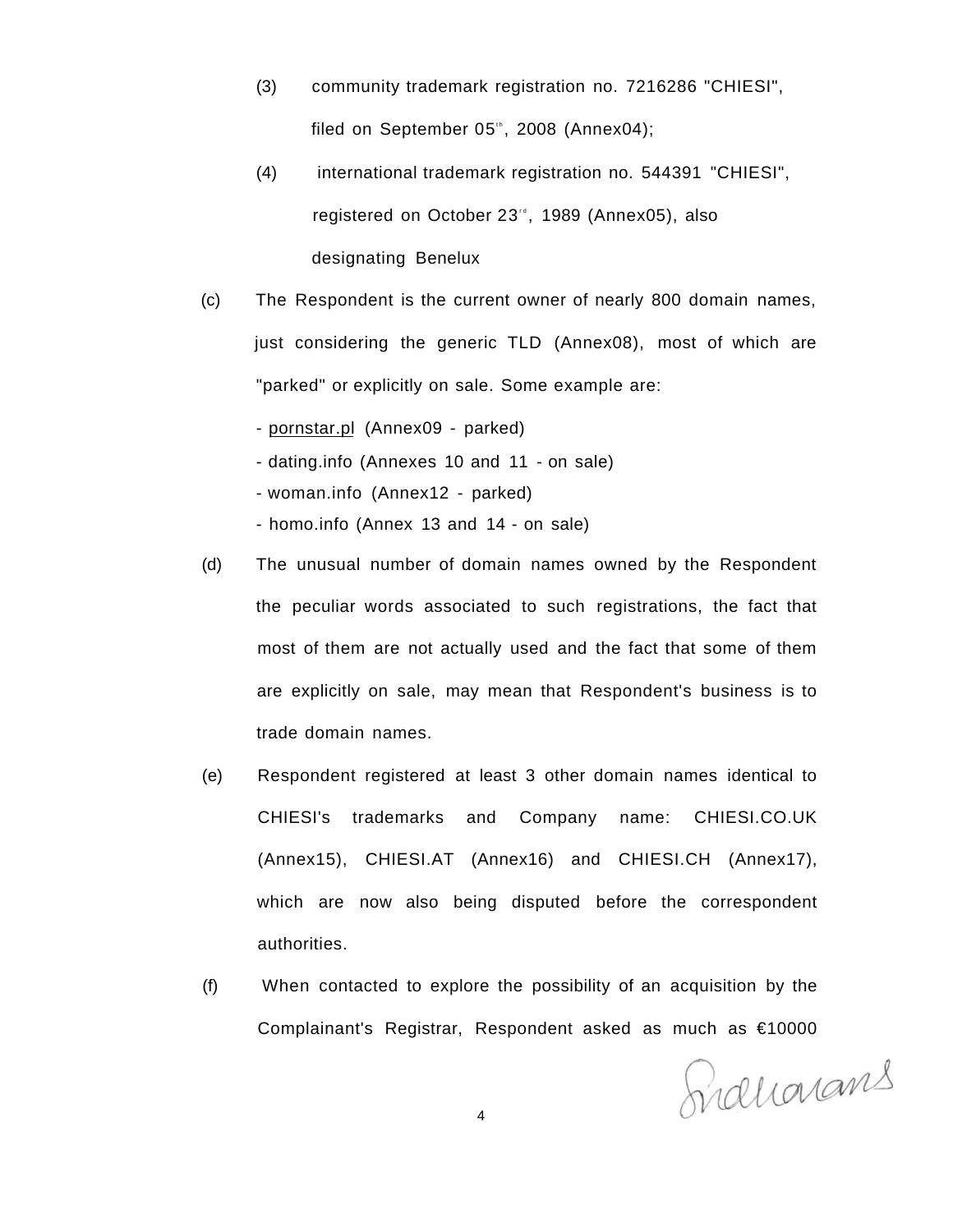(3) community trademark registration no. 7216286 "CHIESI", filed on September 05th, 2008 (Annex04);

(4) international trademark registration no. 544391 "CHIESI", registered on October 23rd, 1989 (Annex05), also designating Benelux

(c) The Respondent is the current owner of nearly 800 domain names, just considering the generic TLD (Annex08), most of which are "parked" or explicitly on sale. Some example are:

- pornstar.pl (Annex09 - parked)
- dating.info (Annexes 10 and 11 - on sale)
- woman.info (Annex12 - parked)
- homo.info (Annex 13 and 14 - on sale)

(d) The unusual number of domain names owned by the Respondent the peculiar words associated to such registrations, the fact that most of them are not actually used and the fact that some of them are explicitly on sale, may mean that Respondent's business is to trade domain names.

(e) Respondent registered at least 3 other domain names identical to CHIESI's trademarks and Company name: CHIESI.CO.UK (Annex15), CHIESI.AT (Annex16) and CHIESI.CH (Annex17), which are now also being disputed before the correspondent authorities.

(f) When contacted to explore the possibility of an acquisition by the Complainant's Registrar, Respondent asked as much as €10000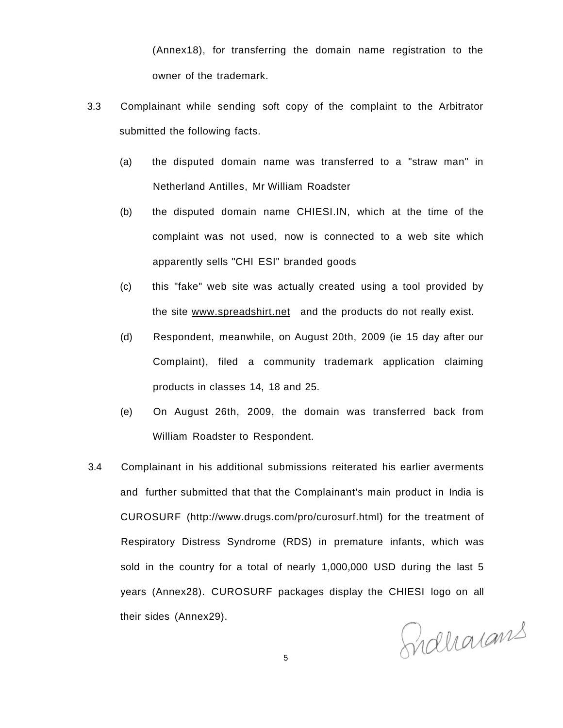(Annex18), for transferring the domain name registration to the owner of the trademark.

3.3 Complainant while sending soft copy of the complaint to the Arbitrator submitted the following facts.

(a) the disputed domain name was transferred to a "straw man" in Netherland Antilles, Mr William Roadster

(b) the disputed domain name CHIESI.IN, which at the time of the complaint was not used, now is connected to a web site which apparently sells "CHI ESI" branded goods

(c) this "fake" web site was actually created using a tool provided by the site www.spreadshirt.net and the products do not really exist.

(d) Respondent, meanwhile, on August 20th, 2009 (ie 15 day after our Complaint), filed a community trademark application claiming products in classes 14, 18 and 25.

(e) On August 26th, 2009, the domain was transferred back from William Roadster to Respondent.

3.4 Complainant in his additional submissions reiterated his earlier averments and further submitted that that the Complainant's main product in India is CUROSURF (http://www.drugs.com/pro/curosurf.html) for the treatment of Respiratory Distress Syndrome (RDS) in premature infants, which was sold in the country for a total of nearly 1,000,000 USD during the last 5 years (Annex28). CUROSURF packages display the CHIESI logo on all their sides (Annex29).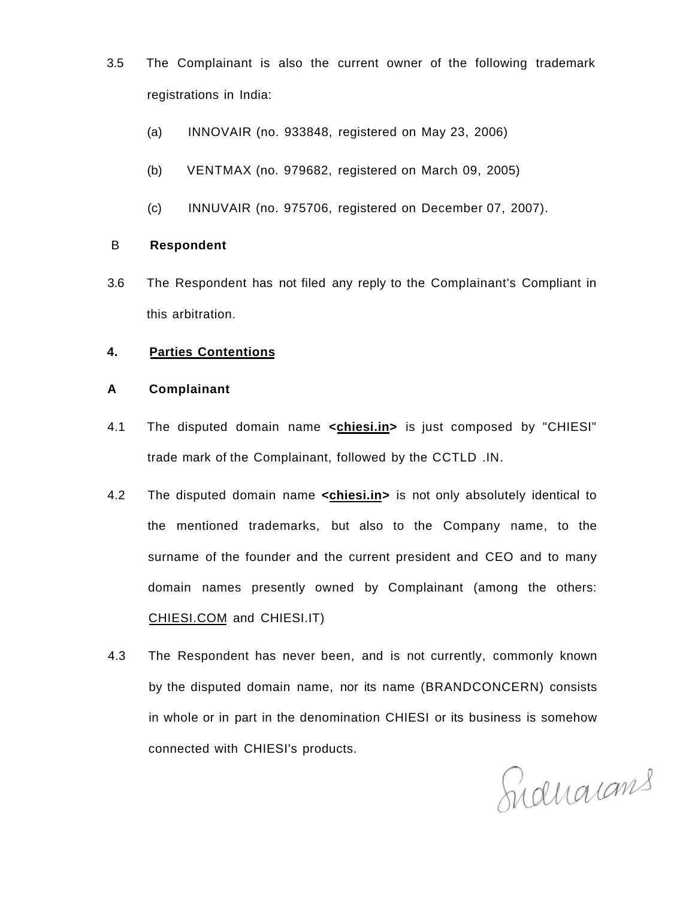3.5 The Complainant is also the current owner of the following trademark registrations in India:

(a) INNOVAIR (no. 933848, registered on May 23, 2006)

(b) VENTMAX (no. 979682, registered on March 09, 2005)

(c) INNUVAIR (no. 975706, registered on December 07, 2007).

**B Respondent**

3.6 The Respondent has not filed any reply to the Complainant's Compliant in this arbitration.

## 4. Parties Contentions

**A Complainant**

4.1 The disputed domain name **<chiesi.in>** is just composed by "CHIESI" trade mark of the Complainant, followed by the CCTLD .IN.

4.2 The disputed domain name **<chiesi.in>** is not only absolutely identical to the mentioned trademarks, but also to the Company name, to the surname of the founder and the current president and CEO and to many domain names presently owned by Complainant (among the others: CHIESI.COM and CHIESI.IT)

4.3 The Respondent has never been, and is not currently, commonly known by the disputed domain name, nor its name (BRANDCONCERN) consists in whole or in part in the denomination CHIESI or its business is somehow connected with CHIESI's products.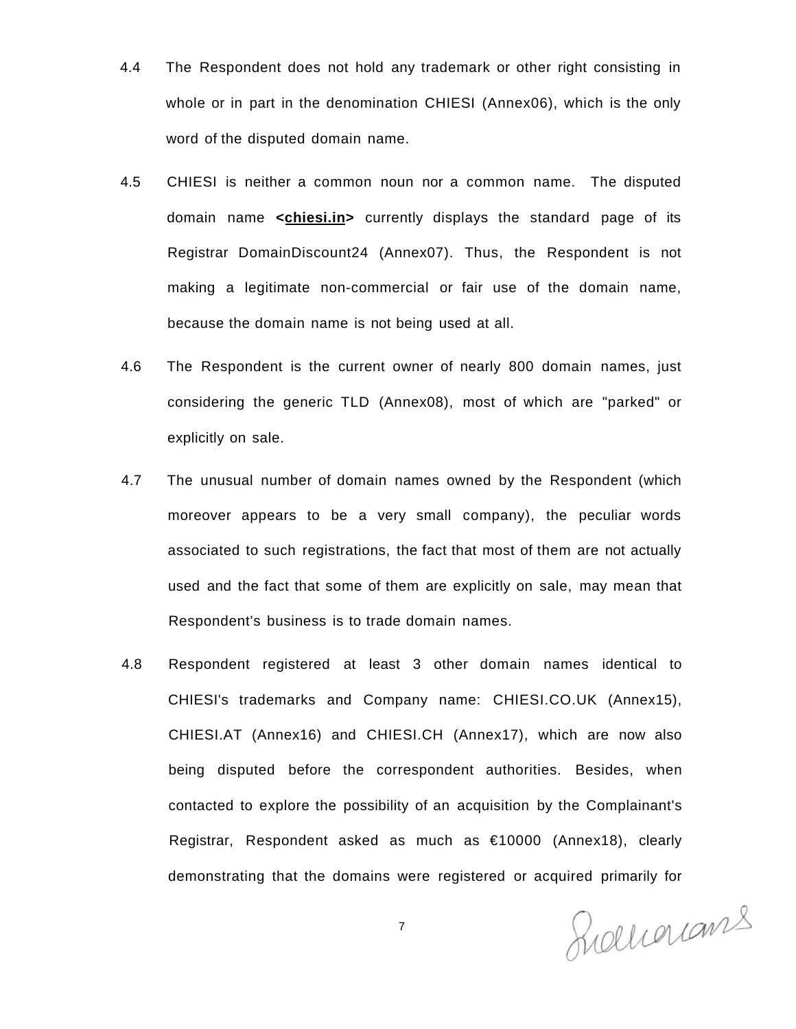4.4 The Respondent does not hold any trademark or other right consisting in whole or in part in the denomination CHIESI (Annex06), which is the only word of the disputed domain name.

4.5 CHIESI is neither a common noun nor a common name. The disputed domain name **<chiesi.in>** currently displays the standard page of its Registrar DomainDiscount24 (Annex07). Thus, the Respondent is not making a legitimate non-commercial or fair use of the domain name, because the domain name is not being used at all.

4.6 The Respondent is the current owner of nearly 800 domain names, just considering the generic TLD (Annex08), most of which are "parked" or explicitly on sale.

4.7 The unusual number of domain names owned by the Respondent (which moreover appears to be a very small company), the peculiar words associated to such registrations, the fact that most of them are not actually used and the fact that some of them are explicitly on sale, may mean that Respondent's business is to trade domain names.

4.8 Respondent registered at least 3 other domain names identical to CHIESI's trademarks and Company name: CHIESI.CO.UK (Annex15), CHIESI.AT (Annex16) and CHIESI.CH (Annex17), which are now also being disputed before the correspondent authorities. Besides, when contacted to explore the possibility of an acquisition by the Complainant's Registrar, Respondent asked as much as €10000 (Annex18), clearly demonstrating that the domains were registered or acquired primarily for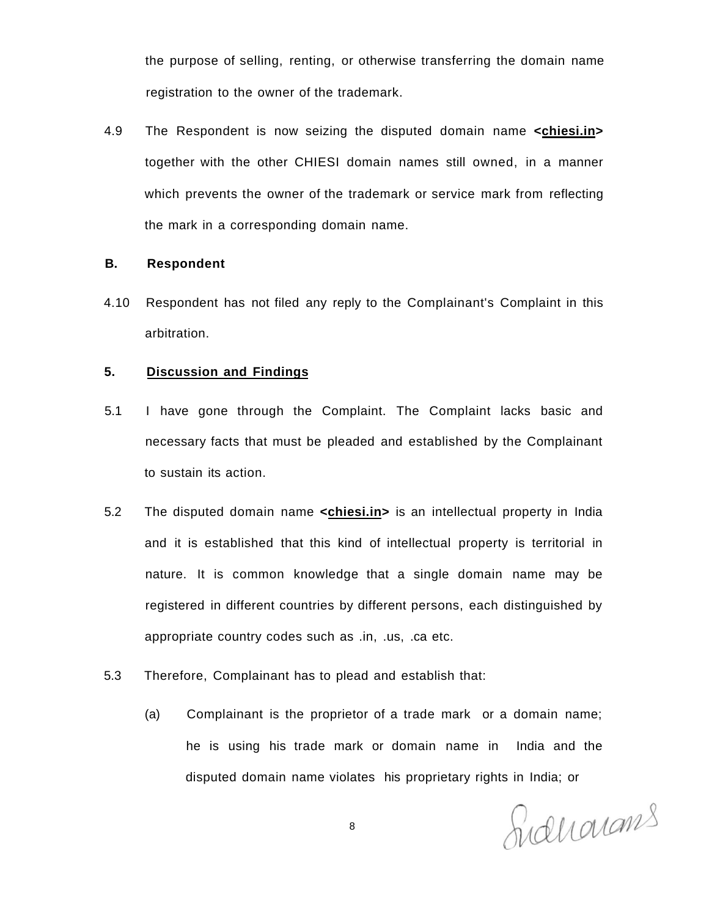the purpose of selling, renting, or otherwise transferring the domain name registration to the owner of the trademark.

4.9 The Respondent is now seizing the disputed domain name **<chiesi.in>** together with the other CHIESI domain names still owned, in a manner which prevents the owner of the trademark or service mark from reflecting the mark in a corresponding domain name.

**B. Respondent**

4.10 Respondent has not filed any reply to the Complainant's Complaint in this arbitration.

## 5. Discussion and Findings

5.1 I have gone through the Complaint. The Complaint lacks basic and necessary facts that must be pleaded and established by the Complainant to sustain its action.

5.2 The disputed domain name **<chiesi.in>** is an intellectual property in India and it is established that this kind of intellectual property is territorial in nature. It is common knowledge that a single domain name may be registered in different countries by different persons, each distinguished by appropriate country codes such as .in, .us, .ca etc.

5.3 Therefore, Complainant has to plead and establish that:

(a) Complainant is the proprietor of a trade mark or a domain name; he is using his trade mark or domain name in India and the disputed domain name violates his proprietary rights in India; or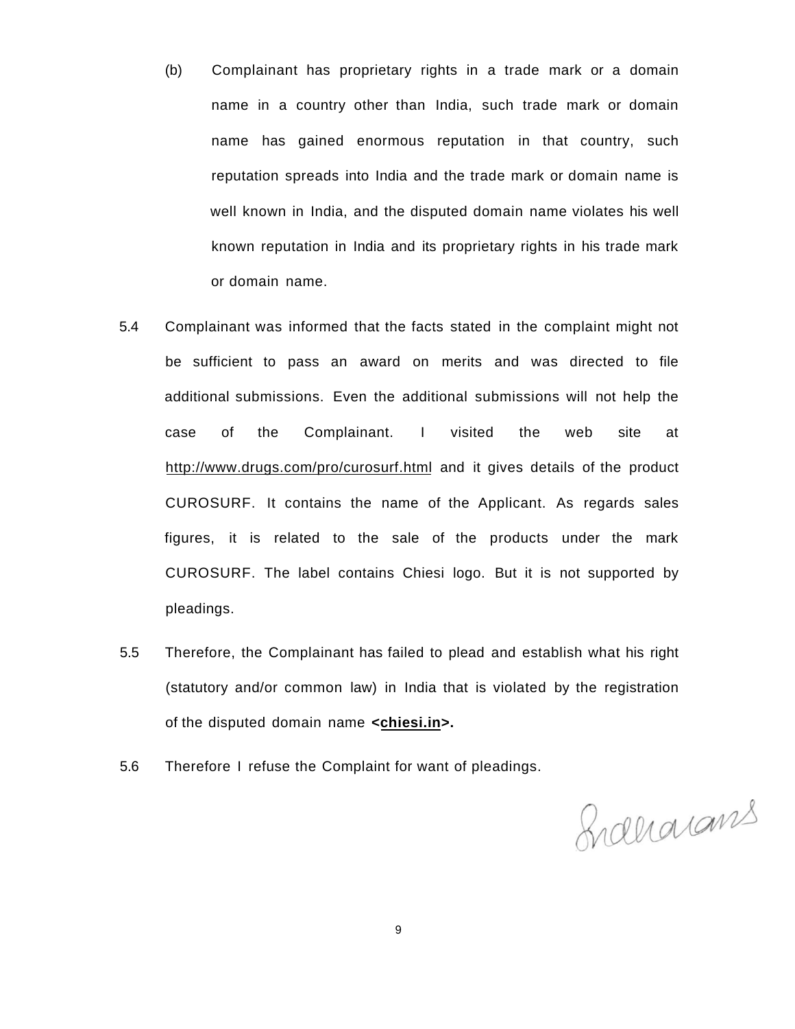(b) Complainant has proprietary rights in a trade mark or a domain name in a country other than India, such trade mark or domain name has gained enormous reputation in that country, such reputation spreads into India and the trade mark or domain name is well known in India, and the disputed domain name violates his well known reputation in India and its proprietary rights in his trade mark or domain name.

5.4 Complainant was informed that the facts stated in the complaint might not be sufficient to pass an award on merits and was directed to file additional submissions. Even the additional submissions will not help the case of the Complainant. I visited the web site at http://www.drugs.com/pro/curosurf.html and it gives details of the product CUROSURF. It contains the name of the Applicant. As regards sales figures, it is related to the sale of the products under the mark CUROSURF. The label contains Chiesi logo. But it is not supported by pleadings.

5.5 Therefore, the Complainant has failed to plead and establish what his right (statutory and/or common law) in India that is violated by the registration of the disputed domain name **<chiesi.in>.**

5.6 Therefore I refuse the Complaint for want of pleadings.

Indharans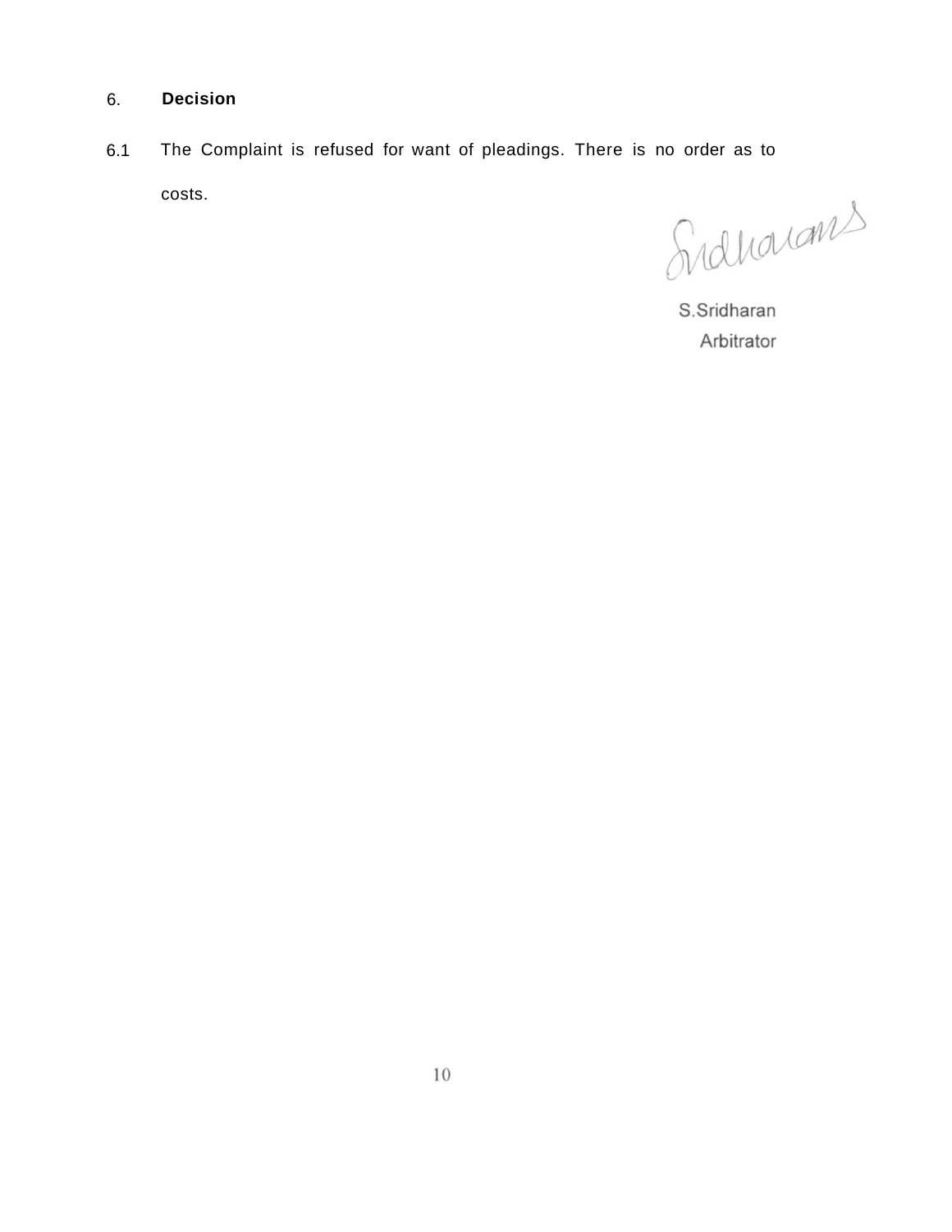## 6. Decision

6.1 The Complaint is refused for want of pleadings. There is no order as to costs.

S.Sridharan

Arbitrator